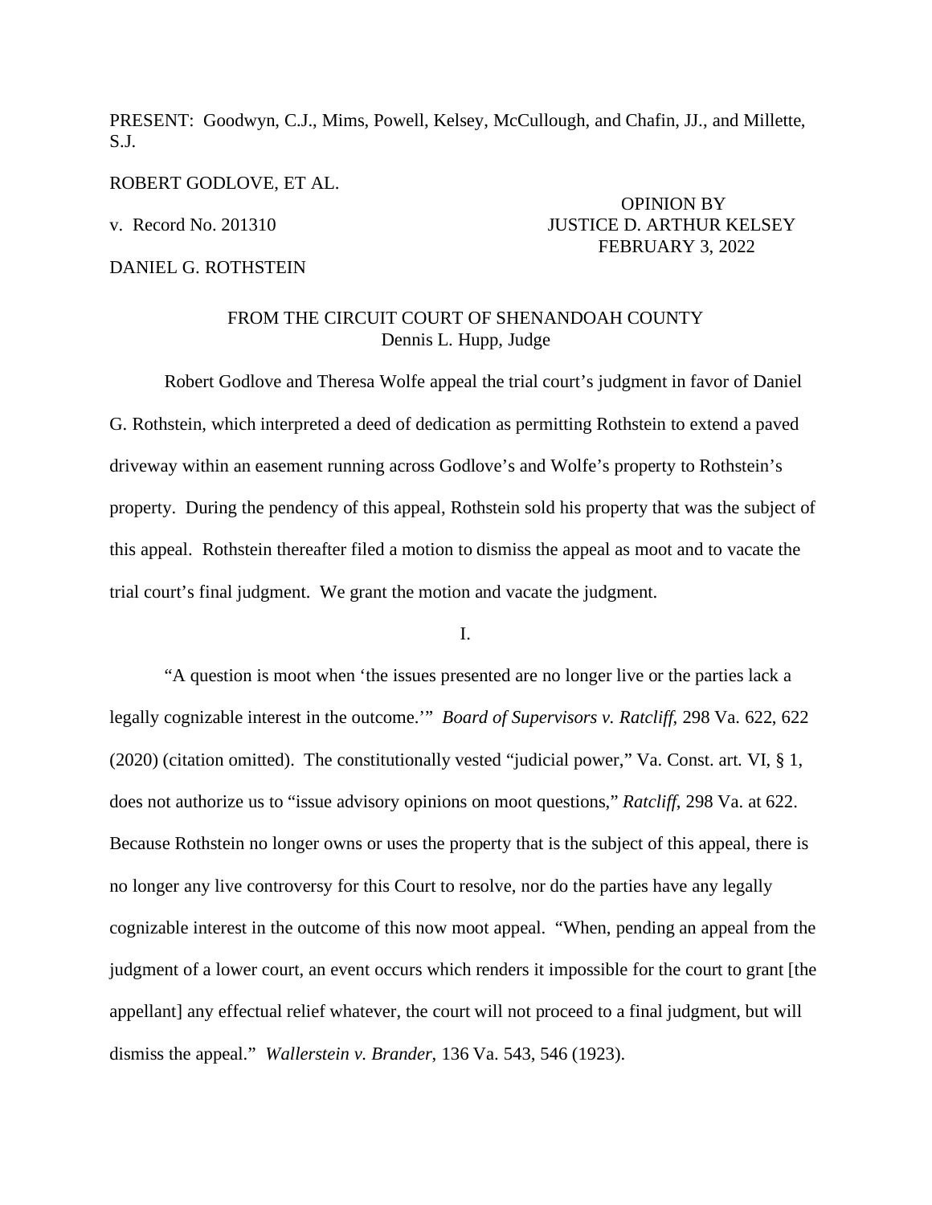PRESENT: Goodwyn, C.J., Mims, Powell, Kelsey, McCullough, and Chafin, JJ., and Millette, S.J.

ROBERT GODLOVE, ET AL.

v. Record No. 201310

DANIEL G. ROTHSTEIN

OPINION BY
JUSTICE D. ARTHUR KELSEY
FEBRUARY 3, 2022

FROM THE CIRCUIT COURT OF SHENANDOAH COUNTY
Dennis L. Hupp, Judge

Robert Godlove and Theresa Wolfe appeal the trial court's judgment in favor of Daniel G. Rothstein, which interpreted a deed of dedication as permitting Rothstein to extend a paved driveway within an easement running across Godlove's and Wolfe's property to Rothstein's property. During the pendency of this appeal, Rothstein sold his property that was the subject of this appeal. Rothstein thereafter filed a motion to dismiss the appeal as moot and to vacate the trial court's final judgment. We grant the motion and vacate the judgment.

I.

"A question is moot when 'the issues presented are no longer live or the parties lack a legally cognizable interest in the outcome.'" *Board of Supervisors v. Ratcliff*, 298 Va. 622, 622 (2020) (citation omitted). The constitutionally vested "judicial power," Va. Const. art. VI, § 1, does not authorize us to "issue advisory opinions on moot questions," *Ratcliff*, 298 Va. at 622. Because Rothstein no longer owns or uses the property that is the subject of this appeal, there is no longer any live controversy for this Court to resolve, nor do the parties have any legally cognizable interest in the outcome of this now moot appeal. "When, pending an appeal from the judgment of a lower court, an event occurs which renders it impossible for the court to grant [the appellant] any effectual relief whatever, the court will not proceed to a final judgment, but will dismiss the appeal." *Wallerstein v. Brander*, 136 Va. 543, 546 (1923).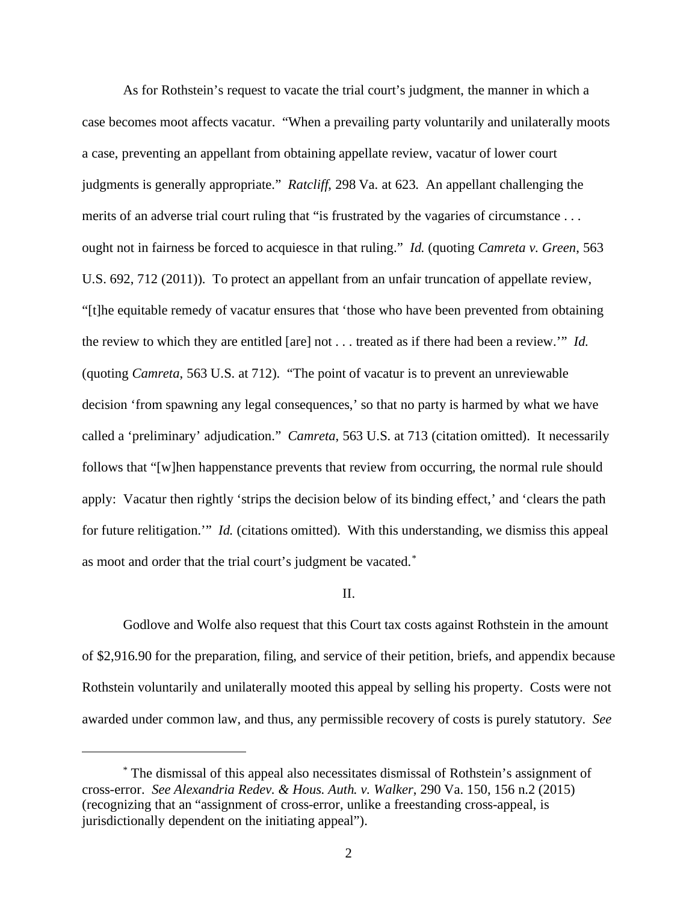As for Rothstein's request to vacate the trial court's judgment, the manner in which a case becomes moot affects vacatur. "When a prevailing party voluntarily and unilaterally moots a case, preventing an appellant from obtaining appellate review, vacatur of lower court judgments is generally appropriate." *Ratcliff*, 298 Va. at 623. An appellant challenging the merits of an adverse trial court ruling that "is frustrated by the vagaries of circumstance . . . ought not in fairness be forced to acquiesce in that ruling." *Id.* (quoting *Camreta v. Green*, 563 U.S. 692, 712 (2011)). To protect an appellant from an unfair truncation of appellate review, "[t]he equitable remedy of vacatur ensures that 'those who have been prevented from obtaining the review to which they are entitled [are] not . . . treated as if there had been a review.'" *Id.* (quoting *Camreta*, 563 U.S. at 712). "The point of vacatur is to prevent an unreviewable decision 'from spawning any legal consequences,' so that no party is harmed by what we have called a 'preliminary' adjudication." *Camreta*, 563 U.S. at 713 (citation omitted). It necessarily follows that "[w]hen happenstance prevents that review from occurring, the normal rule should apply: Vacatur then rightly 'strips the decision below of its binding effect,' and 'clears the path for future relitigation.'" *Id.* (citations omitted). With this understanding, we dismiss this appeal as moot and order that the trial court's judgment be vacated.[*]

II.

Godlove and Wolfe also request that this Court tax costs against Rothstein in the amount of $2,916.90 for the preparation, filing, and service of their petition, briefs, and appendix because Rothstein voluntarily and unilaterally mooted this appeal by selling his property. Costs were not awarded under common law, and thus, any permissible recovery of costs is purely statutory. *See*

---

[*] The dismissal of this appeal also necessitates dismissal of Rothstein's assignment of cross-error. *See Alexandria Redev. & Hous. Auth. v. Walker*, 290 Va. 150, 156 n.2 (2015) (recognizing that an "assignment of cross-error, unlike a freestanding cross-appeal, is jurisdictionally dependent on the initiating appeal").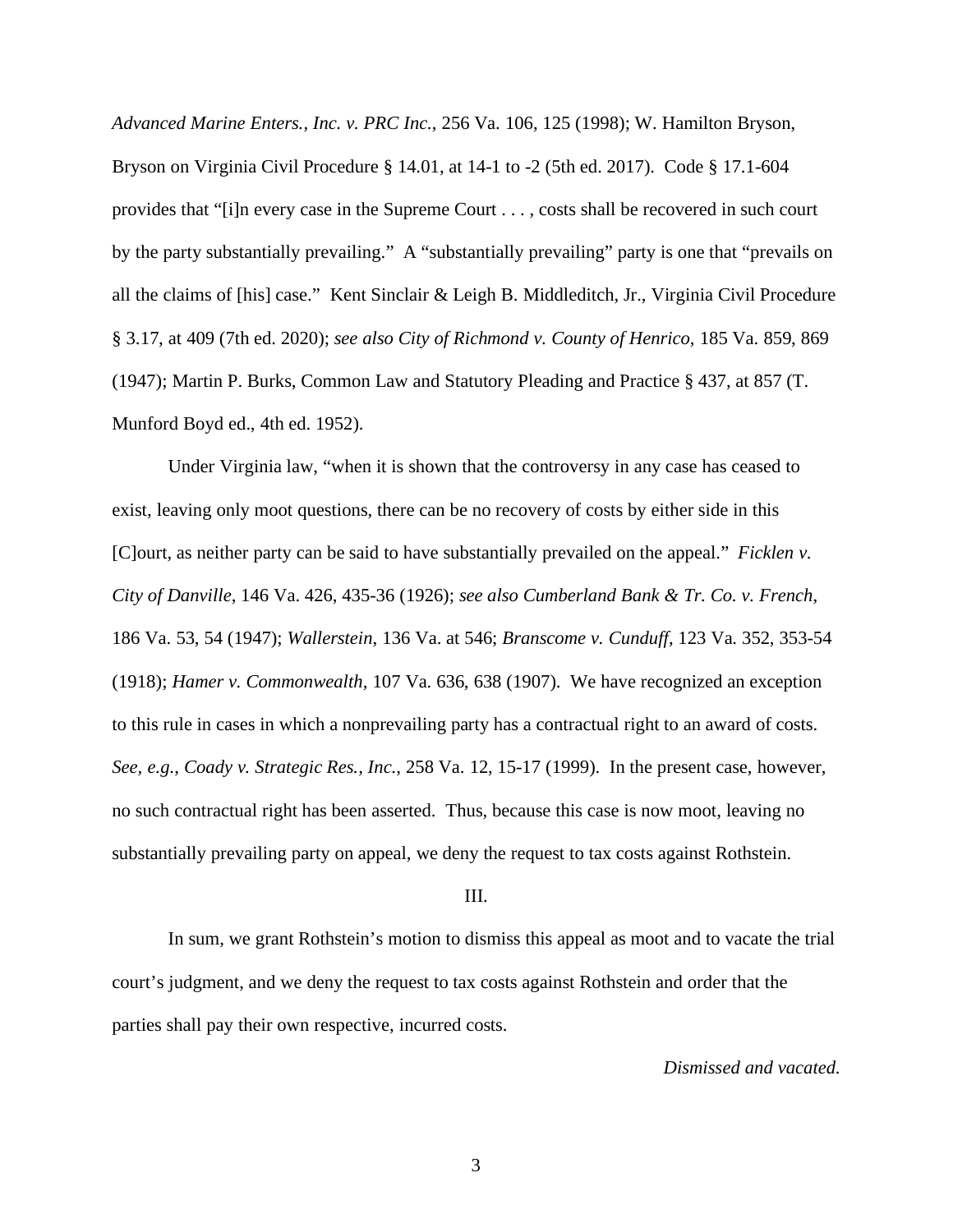*Advanced Marine Enters., Inc. v. PRC Inc.*, 256 Va. 106, 125 (1998); W. Hamilton Bryson, Bryson on Virginia Civil Procedure § 14.01, at 14-1 to -2 (5th ed. 2017). Code § 17.1-604 provides that "[i]n every case in the Supreme Court . . . , costs shall be recovered in such court by the party substantially prevailing." A "substantially prevailing" party is one that "prevails on all the claims of [his] case." Kent Sinclair & Leigh B. Middleditch, Jr., Virginia Civil Procedure § 3.17, at 409 (7th ed. 2020); *see also City of Richmond v. County of Henrico*, 185 Va. 859, 869 (1947); Martin P. Burks, Common Law and Statutory Pleading and Practice § 437, at 857 (T. Munford Boyd ed., 4th ed. 1952).

Under Virginia law, "when it is shown that the controversy in any case has ceased to exist, leaving only moot questions, there can be no recovery of costs by either side in this [C]ourt, as neither party can be said to have substantially prevailed on the appeal." *Ficklen v. City of Danville*, 146 Va. 426, 435-36 (1926); *see also Cumberland Bank & Tr. Co. v. French*, 186 Va. 53, 54 (1947); *Wallerstein*, 136 Va. at 546; *Branscome v. Cunduff*, 123 Va. 352, 353-54 (1918); *Hamer v. Commonwealth*, 107 Va. 636, 638 (1907). We have recognized an exception to this rule in cases in which a nonprevailing party has a contractual right to an award of costs. *See, e.g.*, *Coady v. Strategic Res., Inc.*, 258 Va. 12, 15-17 (1999). In the present case, however, no such contractual right has been asserted. Thus, because this case is now moot, leaving no substantially prevailing party on appeal, we deny the request to tax costs against Rothstein.

III.

In sum, we grant Rothstein's motion to dismiss this appeal as moot and to vacate the trial court's judgment, and we deny the request to tax costs against Rothstein and order that the parties shall pay their own respective, incurred costs.

*Dismissed and vacated.*